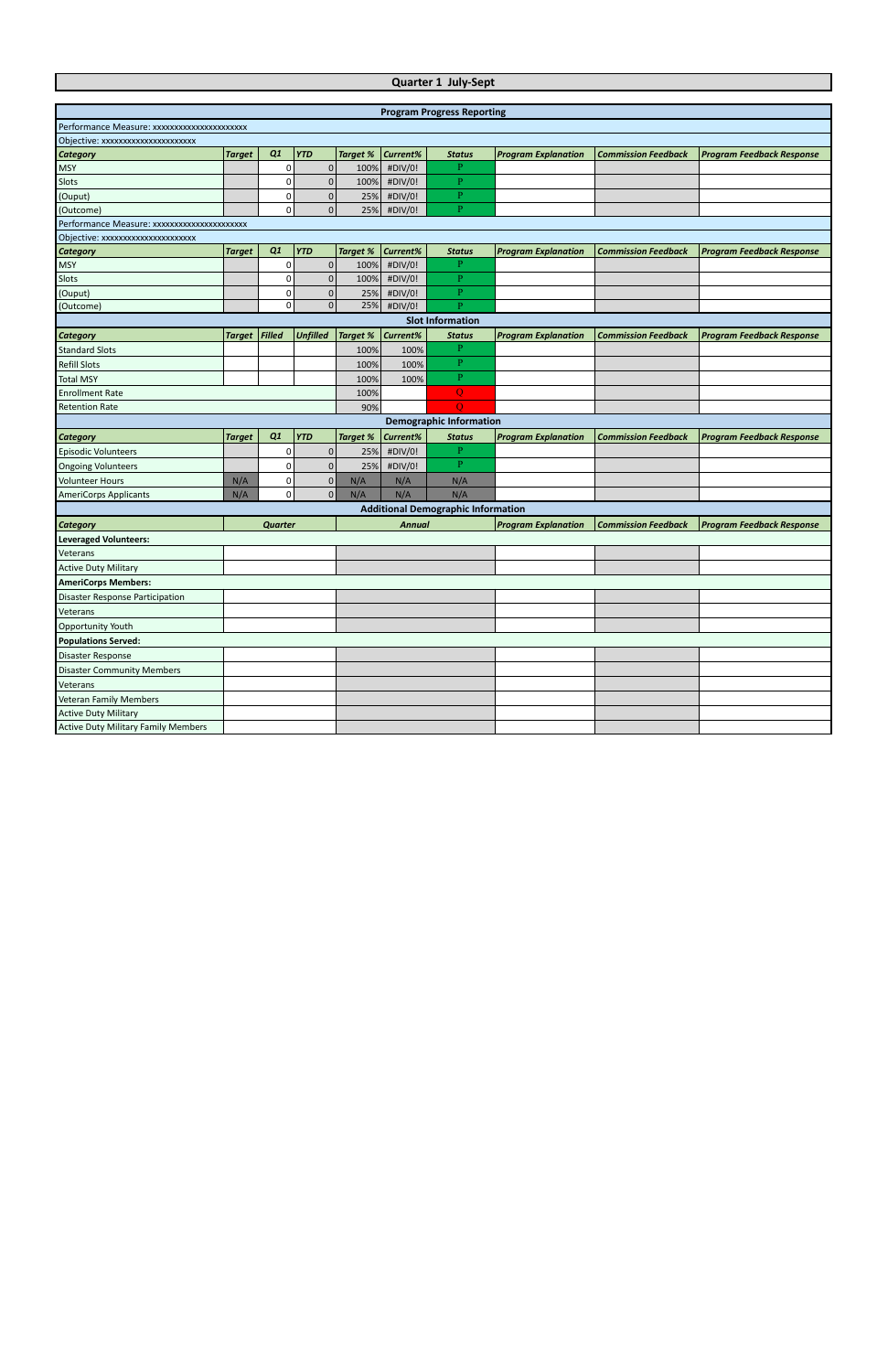# Quarter 1 July-Sept

## Program Progress Reporting

| Performance Measure: xxxxxxxxxxxxxxxxxxxxxx | | | | | | | | | |
|---|---|---|---|---|---|---|---|---|---|
| Objective: xxxxxxxxxxxxxxxxxxxxxx | | | | | | | | | |
| ***Category*** | ***Target*** | ***Q1*** | ***YTD*** | ***Target %*** | ***Current%*** | ***Status*** | ***Program Explanation*** | ***Commission Feedback*** | ***Program Feedback Response*** |
| MSY | | 0 | 0 | 100% | #DIV/0! | P | | | |
| Slots | | 0 | 0 | 100% | #DIV/0! | P | | | |
| (Ouput) | | 0 | 0 | 25% | #DIV/0! | P | | | |
| (Outcome) | | 0 | 0 | 25% | #DIV/0! | P | | | |
| Performance Measure: xxxxxxxxxxxxxxxxxxxxxx | | | | | | | | | |
| Objective: xxxxxxxxxxxxxxxxxxxxxx | | | | | | | | | |
| ***Category*** | ***Target*** | ***Q1*** | ***YTD*** | ***Target %*** | ***Current%*** | ***Status*** | ***Program Explanation*** | ***Commission Feedback*** | ***Program Feedback Response*** |
| MSY | | 0 | 0 | 100% | #DIV/0! | P | | | |
| Slots | | 0 | 0 | 100% | #DIV/0! | P | | | |
| (Ouput) | | 0 | 0 | 25% | #DIV/0! | P | | | |
| (Outcome) | | 0 | 0 | 25% | #DIV/0! | P | | | |

## Slot Information

| ***Category*** | ***Target*** | ***Filled*** | ***Unfilled*** | ***Target %*** | ***Current%*** | ***Status*** | ***Program Explanation*** | ***Commission Feedback*** | ***Program Feedback Response*** |
|---|---|---|---|---|---|---|---|---|---|
| Standard Slots | | | | 100% | 100% | P | | | |
| Refill Slots | | | | 100% | 100% | P | | | |
| Total MSY | | | | 100% | 100% | P | | | |
| Enrollment Rate | | | | 100% | | O | | | |
| Retention Rate | | | | 90% | | O | | | |

## Demographic Information

| ***Category*** | ***Target*** | ***Q1*** | ***YTD*** | ***Target %*** | ***Current%*** | ***Status*** | ***Program Explanation*** | ***Commission Feedback*** | ***Program Feedback Response*** |
|---|---|---|---|---|---|---|---|---|---|
| Episodic Volunteers | | 0 | 0 | 25% | #DIV/0! | P | | | |
| Ongoing Volunteers | | 0 | 0 | 25% | #DIV/0! | P | | | |
| Volunteer Hours | N/A | 0 | 0 | N/A | N/A | N/A | | | |
| AmeriCorps Applicants | N/A | 0 | 0 | N/A | N/A | N/A | | | |

## Additional Demographic Information

| ***Category*** | ***Quarter*** | ***Annual*** | ***Program Explanation*** | ***Commission Feedback*** | ***Program Feedback Response*** |
|---|---|---|---|---|---|
| **Leveraged Volunteers:** | | | | | |
| Veterans | | | | | |
| Active Duty Military | | | | | |
| **AmeriCorps Members:** | | | | | |
| Disaster Response Participation | | | | | |
| Veterans | | | | | |
| Opportunity Youth | | | | | |
| **Populations Served:** | | | | | |
| Disaster Response | | | | | |
| Disaster Community Members | | | | | |
| Veterans | | | | | |
| Veteran Family Members | | | | | |
| Active Duty Military | | | | | |
| Active Duty Military Family Members | | | | | |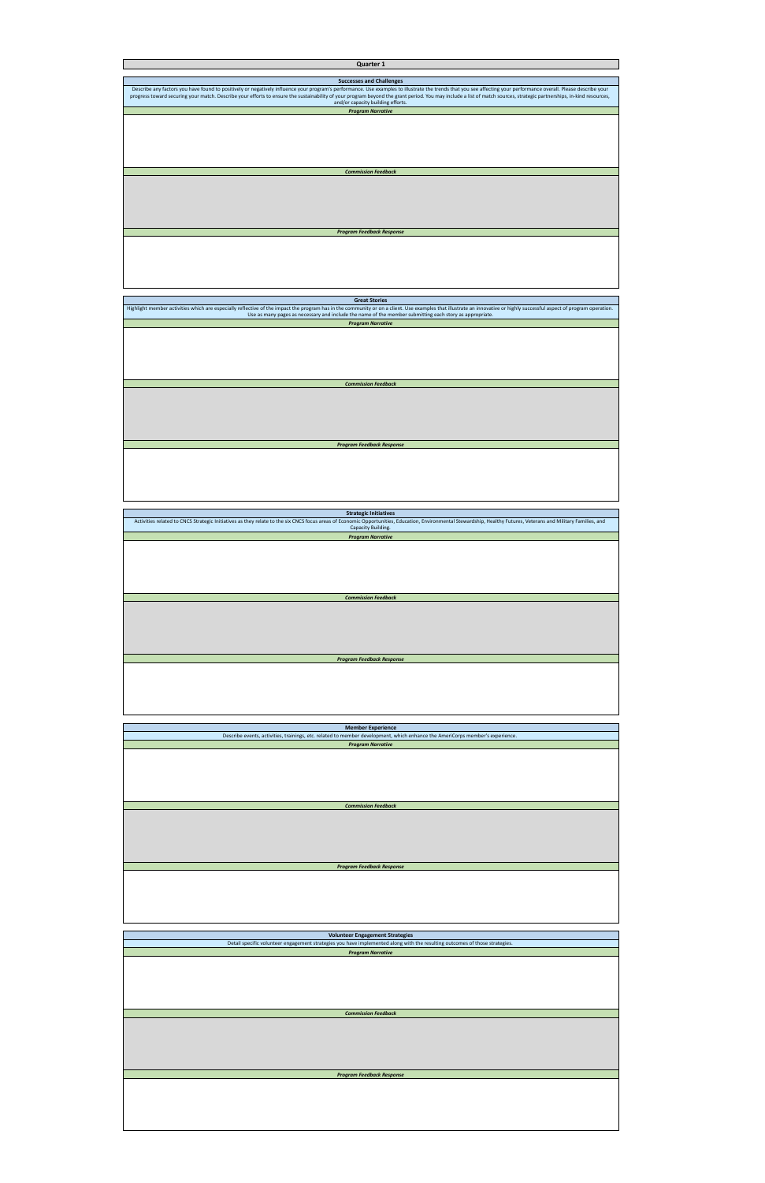# Quarter 1

## Successes and Challenges

Describe any factors you have found to positively or negatively influence your program's performance. Use examples to illustrate the trends that you see affecting your performance overall. Please describe your progress toward securing your match. Describe your efforts to ensure the sustainability of your program beyond the grant period. You may include a list of match sources, strategic partnerships, in-kind resources, and/or capacity building efforts.

***Program Narrative***

***Commission Feedback***

***Program Feedback Response***

## Great Stories

Highlight member activities which are especially reflective of the impact the program has in the community or on a client. Use examples that illustrate an innovative or highly successful aspect of program operation. Use as many pages as necessary and include the name of the member submitting each story as appropriate.

***Program Narrative***

***Commission Feedback***

***Program Feedback Response***

## Strategic Initiatives

Activities related to CNCS Strategic Initiatives as they relate to the six CNCS focus areas of Economic Opportunities, Education, Environmental Stewardship, Healthy Futures, Veterans and Military Families, and Capacity Building.

***Program Narrative***

***Commission Feedback***

***Program Feedback Response***

## Member Experience

Describe events, activities, trainings, etc. related to member development, which enhance the AmeriCorps member's experience.

***Program Narrative***

***Commission Feedback***

***Program Feedback Response***

## Volunteer Engagement Strategies

Detail specific volunteer engagement strategies you have implemented along with the resulting outcomes of those strategies.

***Program Narrative***

***Commission Feedback***

***Program Feedback Response***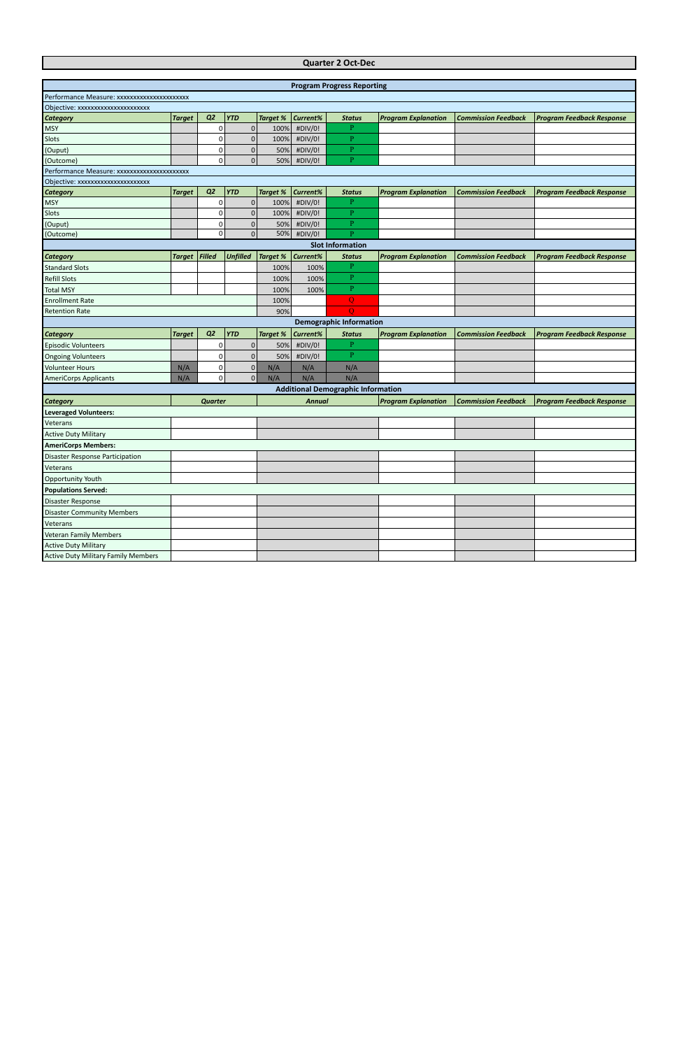# Quarter 2 Oct-Dec

| Program Progress Reporting | | | | | | | | | |
|---|---|---|---|---|---|---|---|---|---|
| Performance Measure: xxxxxxxxxxxxxxxxxxxxxx | | | | | | | | | |
| Objective: xxxxxxxxxxxxxxxxxxxxxx | | | | | | | | | |
| ***Category*** | ***Target*** | ***Q2*** | ***YTD*** | ***Target %*** | ***Current%*** | ***Status*** | ***Program Explanation*** | ***Commission Feedback*** | ***Program Feedback Response*** |
| MSY | | 0 | 0 | 100% | #DIV/0! | P | | | |
| Slots | | 0 | 0 | 100% | #DIV/0! | P | | | |
| (Ouput) | | 0 | 0 | 50% | #DIV/0! | P | | | |
| (Outcome) | | 0 | 0 | 50% | #DIV/0! | P | | | |
| Performance Measure: xxxxxxxxxxxxxxxxxxxxxx | | | | | | | | | |
| Objective: xxxxxxxxxxxxxxxxxxxxxx | | | | | | | | | |
| ***Category*** | ***Target*** | ***Q2*** | ***YTD*** | ***Target %*** | ***Current%*** | ***Status*** | ***Program Explanation*** | ***Commission Feedback*** | ***Program Feedback Response*** |
| MSY | | 0 | 0 | 100% | #DIV/0! | P | | | |
| Slots | | 0 | 0 | 100% | #DIV/0! | P | | | |
| (Ouput) | | 0 | 0 | 50% | #DIV/0! | P | | | |
| (Outcome) | | 0 | 0 | 50% | #DIV/0! | P | | | |

| Slot Information | | | | | | | | | |
|---|---|---|---|---|---|---|---|---|---|
| ***Category*** | ***Target*** | ***Filled*** | ***Unfilled*** | ***Target %*** | ***Current%*** | ***Status*** | ***Program Explanation*** | ***Commission Feedback*** | ***Program Feedback Response*** |
| Standard Slots | | | | 100% | 100% | P | | | |
| Refill Slots | | | | 100% | 100% | P | | | |
| Total MSY | | | | 100% | 100% | P | | | |
| Enrollment Rate | | | | 100% | | O | | | |
| Retention Rate | | | | 90% | | O | | | |

| Demographic Information | | | | | | | | | |
|---|---|---|---|---|---|---|---|---|---|
| ***Category*** | ***Target*** | ***Q2*** | ***YTD*** | ***Target %*** | ***Current%*** | ***Status*** | ***Program Explanation*** | ***Commission Feedback*** | ***Program Feedback Response*** |
| Episodic Volunteers | | 0 | 0 | 50% | #DIV/0! | P | | | |
| Ongoing Volunteers | | 0 | 0 | 50% | #DIV/0! | P | | | |
| Volunteer Hours | N/A | 0 | 0 | N/A | N/A | N/A | | | |
| AmeriCorps Applicants | N/A | 0 | 0 | N/A | N/A | N/A | | | |

| Additional Demographic Information | | | | | |
|---|---|---|---|---|---|
| ***Category*** | ***Quarter*** | ***Annual*** | ***Program Explanation*** | ***Commission Feedback*** | ***Program Feedback Response*** |
| **Leveraged Volunteers:** | | | | | |
| Veterans | | | | | |
| Active Duty Military | | | | | |
| **AmeriCorps Members:** | | | | | |
| Disaster Response Participation | | | | | |
| Veterans | | | | | |
| Opportunity Youth | | | | | |
| **Populations Served:** | | | | | |
| Disaster Response | | | | | |
| Disaster Community Members | | | | | |
| Veterans | | | | | |
| Veteran Family Members | | | | | |
| Active Duty Military | | | | | |
| Active Duty Military Family Members | | | | | |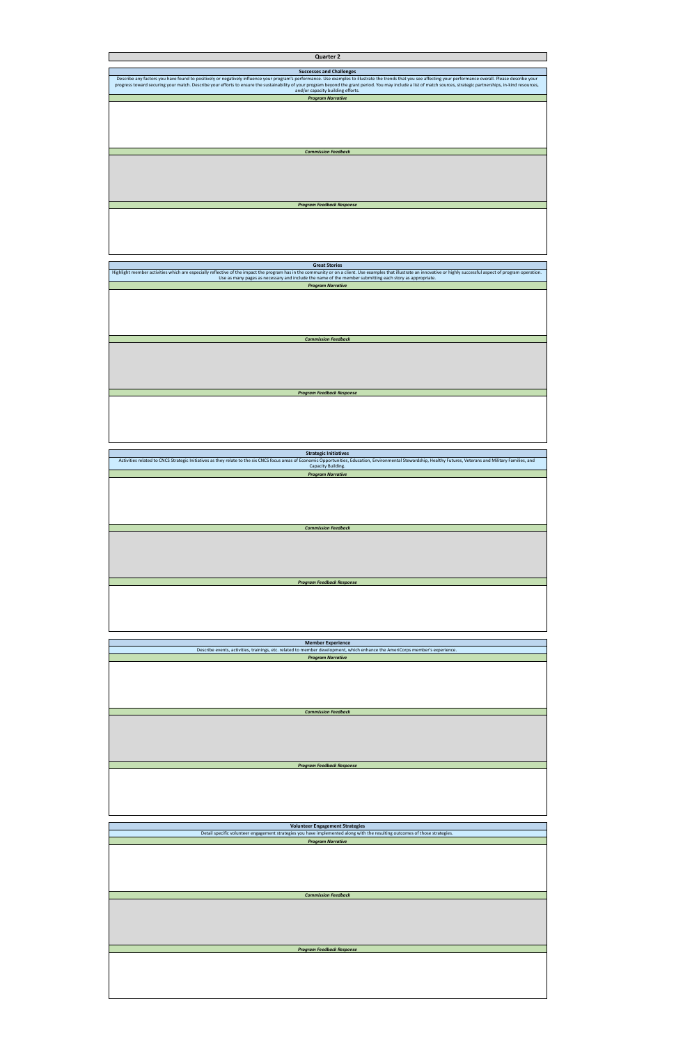# Quarter 2

## Successes and Challenges

Describe any factors you have found to positively or negatively influence your program's performance. Use examples to illustrate the trends that you see affecting your performance overall. Please describe your progress toward securing your match. Describe your efforts to ensure the sustainability of your program beyond the grant period. You may include a list of match sources, strategic partnerships, in-kind resources, and/or capacity building efforts.

***Program Narrative***

***Commission Feedback***

***Program Feedback Response***

## Great Stories

Highlight member activities which are especially reflective of the impact the program has in the community or on a client. Use examples that illustrate an innovative or highly successful aspect of program operation. Use as many pages as necessary and include the name of the member submitting each story as appropriate.

***Program Narrative***

***Commission Feedback***

***Program Feedback Response***

## Strategic Initiatives

Activities related to CNCS Strategic Initiatives as they relate to the six CNCS focus areas of Economic Opportunities, Education, Environmental Stewardship, Healthy Futures, Veterans and Military Families, and Capacity Building.

***Program Narrative***

***Commission Feedback***

***Program Feedback Response***

## Member Experience

Describe events, activities, trainings, etc. related to member development, which enhance the AmeriCorps member's experience.

***Program Narrative***

***Commission Feedback***

***Program Feedback Response***

## Volunteer Engagement Strategies

Detail specific volunteer engagement strategies you have implemented along with the resulting outcomes of those strategies.

***Program Narrative***

***Commission Feedback***

***Program Feedback Response***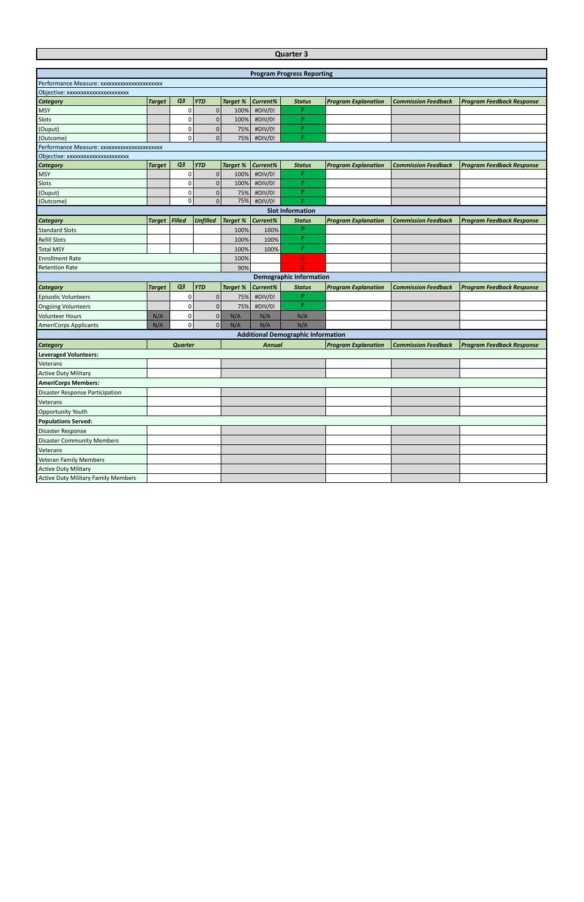## Quarter 3

| Program Progress Reporting | | | | | | | | | |
|---|---|---|---|---|---|---|---|---|---|
| Performance Measure: xxxxxxxxxxxxxxxxxxxxxx | | | | | | | | | |
| Objective: xxxxxxxxxxxxxxxxxxxxxx | | | | | | | | | |
| *Category* | *Target* | *Q3* | *YTD* | *Target %* | *Current%* | *Status* | *Program Explanation* | *Commission Feedback* | *Program Feedback Response* |
| MSY | | 0 | 0 | 100% | #DIV/0! | P | | | |
| Slots | | 0 | 0 | 100% | #DIV/0! | P | | | |
| (Ouput) | | 0 | 0 | 75% | #DIV/0! | P | | | |
| (Outcome) | | 0 | 0 | 75% | #DIV/0! | P | | | |
| Performance Measure: xxxxxxxxxxxxxxxxxxxxxx | | | | | | | | | |
| Objective: xxxxxxxxxxxxxxxxxxxxxx | | | | | | | | | |
| *Category* | *Target* | *Q3* | *YTD* | *Target %* | *Current%* | *Status* | *Program Explanation* | *Commission Feedback* | *Program Feedback Response* |
| MSY | | 0 | 0 | 100% | #DIV/0! | P | | | |
| Slots | | 0 | 0 | 100% | #DIV/0! | P | | | |
| (Ouput) | | 0 | 0 | 75% | #DIV/0! | P | | | |
| (Outcome) | | 0 | 0 | 75% | #DIV/0! | P | | | |

| Slot Information | | | | | | | | | |
|---|---|---|---|---|---|---|---|---|---|
| *Category* | *Target* | *Filled* | *Unfilled* | *Target %* | *Current%* | *Status* | *Program Explanation* | *Commission Feedback* | *Program Feedback Response* |
| Standard Slots | | | | 100% | 100% | P | | | |
| Refill Slots | | | | 100% | 100% | P | | | |
| Total MSY | | | | 100% | 100% | P | | | |
| Enrollment Rate | | | | 100% | | O | | | |
| Retention Rate | | | | 90% | | O | | | |

| Demographic Information | | | | | | | | | |
|---|---|---|---|---|---|---|---|---|---|
| *Category* | *Target* | *Q3* | *YTD* | *Target %* | *Current%* | *Status* | *Program Explanation* | *Commission Feedback* | *Program Feedback Response* |
| Episodic Volunteers | | 0 | 0 | 75% | #DIV/0! | P | | | |
| Ongoing Volunteers | | 0 | 0 | 75% | #DIV/0! | P | | | |
| Volunteer Hours | N/A | 0 | 0 | N/A | N/A | N/A | | | |
| AmeriCorps Applicants | N/A | 0 | 0 | N/A | N/A | N/A | | | |

| Additional Demographic Information | | | | | |
|---|---|---|---|---|---|
| *Category* | *Quarter* | *Annual* | *Program Explanation* | *Commission Feedback* | *Program Feedback Response* |
| **Leveraged Volunteers:** | | | | | |
| Veterans | | | | | |
| Active Duty Military | | | | | |
| **AmeriCorps Members:** | | | | | |
| Disaster Response Participation | | | | | |
| Veterans | | | | | |
| Opportunity Youth | | | | | |
| **Populations Served:** | | | | | |
| Disaster Response | | | | | |
| Disaster Community Members | | | | | |
| Veterans | | | | | |
| Veteran Family Members | | | | | |
| Active Duty Military | | | | | |
| Active Duty Military Family Members | | | | | |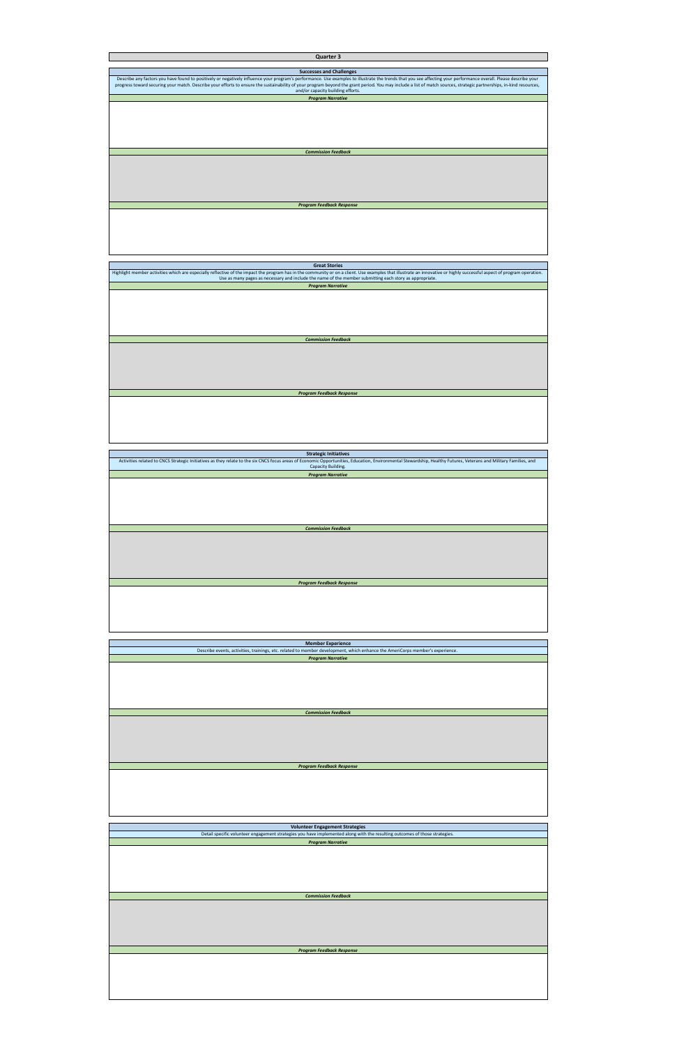# Quarter 3

## Successes and Challenges

Describe any factors you have found to positively or negatively influence your program's performance. Use examples to illustrate the trends that you see affecting your performance overall. Please describe your progress toward securing your match. Describe your efforts to ensure the sustainability of your program beyond the grant period. You may include a list of match sources, strategic partnerships, in-kind resources, and/or capacity building efforts.

***Program Narrative***

***Commission Feedback***

***Program Feedback Response***

## Great Stories

Highlight member activities which are especially reflective of the impact the program has in the community or on a client. Use examples that illustrate an innovative or highly successful aspect of program operation. Use as many pages as necessary and include the name of the member submitting each story as appropriate.

***Program Narrative***

***Commission Feedback***

***Program Feedback Response***

## Strategic Initiatives

Activities related to CNCS Strategic Initiatives as they relate to the six CNCS focus areas of Economic Opportunities, Education, Environmental Stewardship, Healthy Futures, Veterans and Military Families, and Capacity Building.

***Program Narrative***

***Commission Feedback***

***Program Feedback Response***

## Member Experience

Describe events, activities, trainings, etc. related to member development, which enhance the AmeriCorps member's experience.

***Program Narrative***

***Commission Feedback***

***Program Feedback Response***

## Volunteer Engagement Strategies

Detail specific volunteer engagement strategies you have implemented along with the resulting outcomes of those strategies.

***Program Narrative***

***Commission Feedback***

***Program Feedback Response***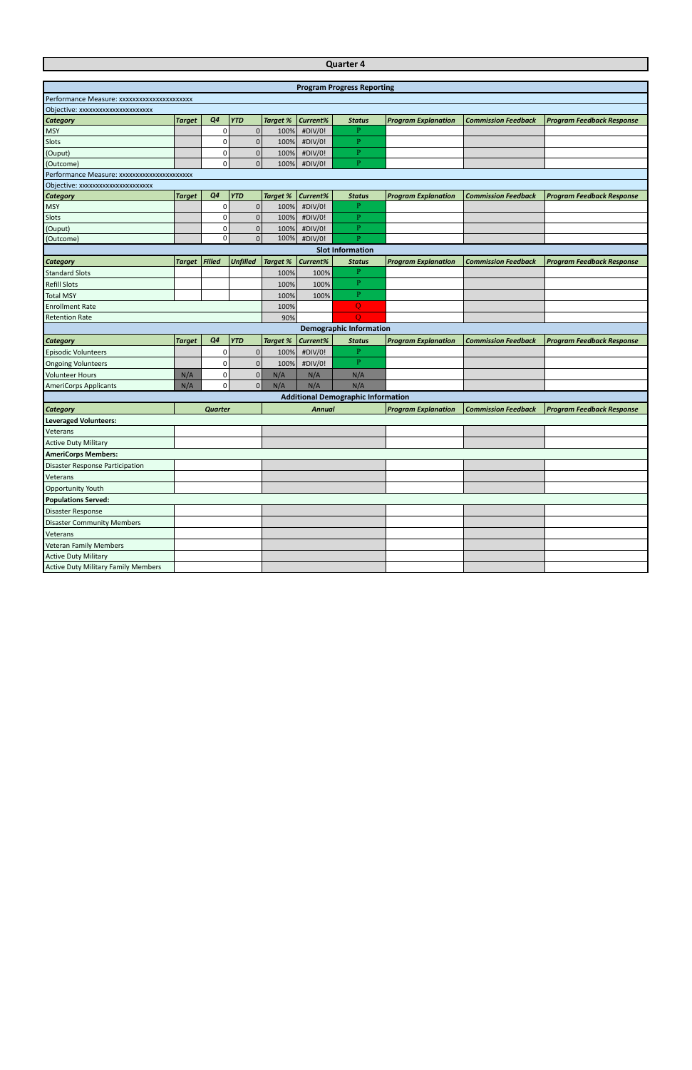# Quarter 4

## Program Progress Reporting

Performance Measure: xxxxxxxxxxxxxxxxxxxxxx

Objective: xxxxxxxxxxxxxxxxxxxxxx

| Category | Target | Q4 | YTD | Target % | Current% | Status | Program Explanation | Commission Feedback | Program Feedback Response |
|---|---|---|---|---|---|---|---|---|---|
| MSY | | 0 | 0 | 100% | #DIV/0! | P | | | |
| Slots | | 0 | 0 | 100% | #DIV/0! | P | | | |
| (Ouput) | | 0 | 0 | 100% | #DIV/0! | P | | | |
| (Outcome) | | 0 | 0 | 100% | #DIV/0! | P | | | |

Performance Measure: xxxxxxxxxxxxxxxxxxxxxx

Objective: xxxxxxxxxxxxxxxxxxxxxx

| Category | Target | Q4 | YTD | Target % | Current% | Status | Program Explanation | Commission Feedback | Program Feedback Response |
|---|---|---|---|---|---|---|---|---|---|
| MSY | | 0 | 0 | 100% | #DIV/0! | P | | | |
| Slots | | 0 | 0 | 100% | #DIV/0! | P | | | |
| (Ouput) | | 0 | 0 | 100% | #DIV/0! | P | | | |
| (Outcome) | | 0 | 0 | 100% | #DIV/0! | P | | | |

## Slot Information

| Category | Target | Filled | Unfilled | Target % | Current% | Status | Program Explanation | Commission Feedback | Program Feedback Response |
|---|---|---|---|---|---|---|---|---|---|
| Standard Slots | | | | 100% | 100% | P | | | |
| Refill Slots | | | | 100% | 100% | P | | | |
| Total MSY | | | | 100% | 100% | P | | | |
| Enrollment Rate | | | | 100% | | O | | | |
| Retention Rate | | | | 90% | | O | | | |

## Demographic Information

| Category | Target | Q4 | YTD | Target % | Current% | Status | Program Explanation | Commission Feedback | Program Feedback Response |
|---|---|---|---|---|---|---|---|---|---|
| Episodic Volunteers | | 0 | 0 | 100% | #DIV/0! | P | | | |
| Ongoing Volunteers | | 0 | 0 | 100% | #DIV/0! | P | | | |
| Volunteer Hours | N/A | 0 | 0 | N/A | N/A | N/A | | | |
| AmeriCorps Applicants | N/A | 0 | 0 | N/A | N/A | N/A | | | |

## Additional Demographic Information

| Category | Quarter | Annual | Program Explanation | Commission Feedback | Program Feedback Response |
|---|---|---|---|---|---|
| **Leveraged Volunteers:** | | | | | |
| Veterans | | | | | |
| Active Duty Military | | | | | |
| **AmeriCorps Members:** | | | | | |
| Disaster Response Participation | | | | | |
| Veterans | | | | | |
| Opportunity Youth | | | | | |
| **Populations Served:** | | | | | |
| Disaster Response | | | | | |
| Disaster Community Members | | | | | |
| Veterans | | | | | |
| Veteran Family Members | | | | | |
| Active Duty Military | | | | | |
| Active Duty Military Family Members | | | | | |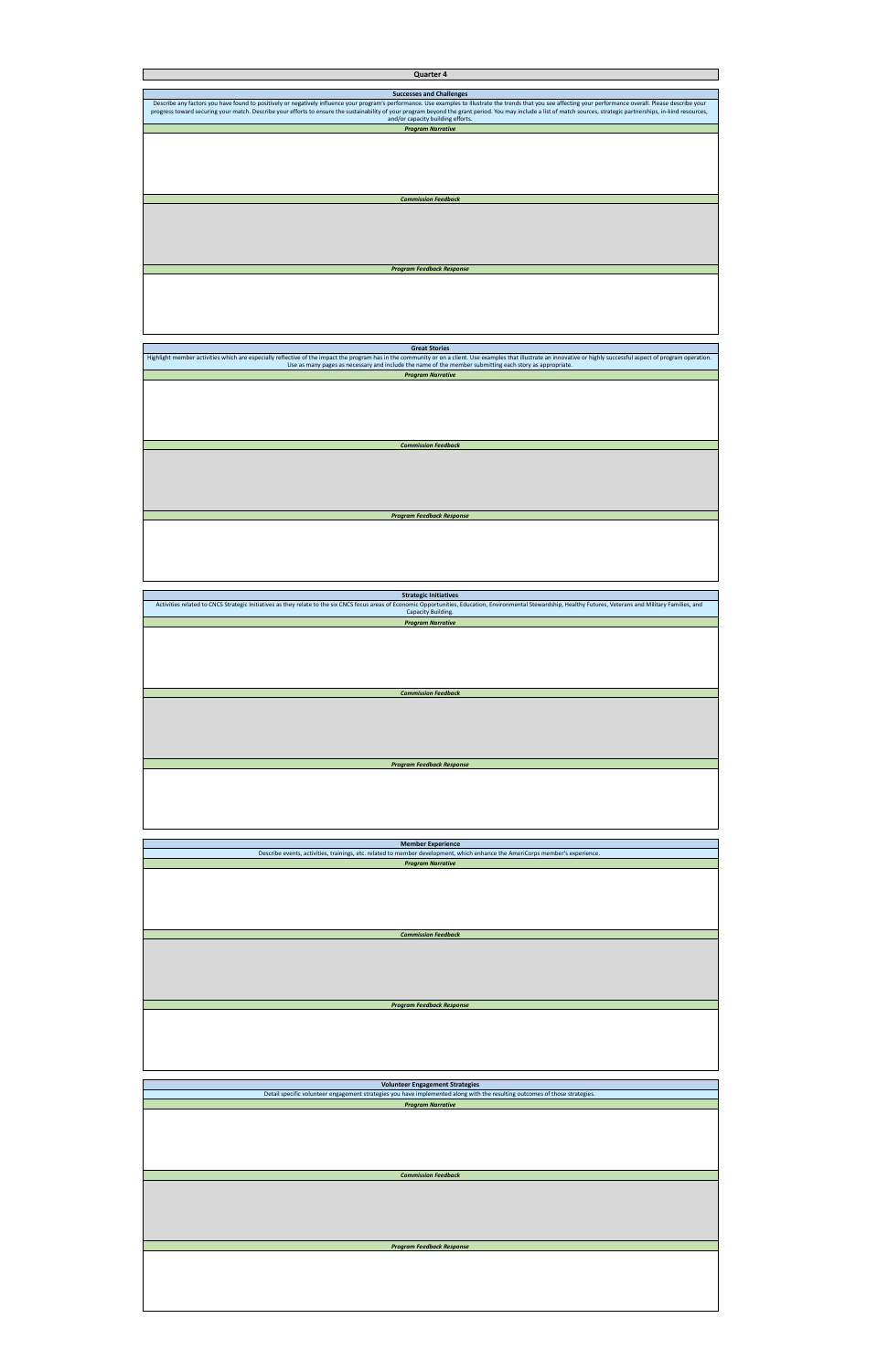# Quarter 4

## Successes and Challenges

Describe any factors you have found to positively or negatively influence your program's performance. Use examples to illustrate the trends that you see affecting your performance overall. Please describe your progress toward securing your match. Describe your efforts to ensure the sustainability of your program beyond the grant period. You may include a list of match sources, strategic partnerships, in-kind resources, and/or capacity building efforts.

***Program Narrative***

***Commission Feedback***

***Program Feedback Response***

## Great Stories

Highlight member activities which are especially reflective of the impact the program has in the community or on a client. Use examples that illustrate an innovative or highly successful aspect of program operation. Use as many pages as necessary and include the name of the member submitting each story as appropriate.

***Program Narrative***

***Commission Feedback***

***Program Feedback Response***

## Strategic Initiatives

Activities related to CNCS Strategic Initiatives as they relate to the six CNCS focus areas of Economic Opportunities, Education, Environmental Stewardship, Healthy Futures, Veterans and Military Families, and Capacity Building.

***Program Narrative***

***Commission Feedback***

***Program Feedback Response***

## Member Experience

Describe events, activities, trainings, etc. related to member development, which enhance the AmeriCorps member's experience.

***Program Narrative***

***Commission Feedback***

***Program Feedback Response***

## Volunteer Engagement Strategies

Detail specific volunteer engagement strategies you have implemented along with the resulting outcomes of those strategies.

***Program Narrative***

***Commission Feedback***

***Program Feedback Response***